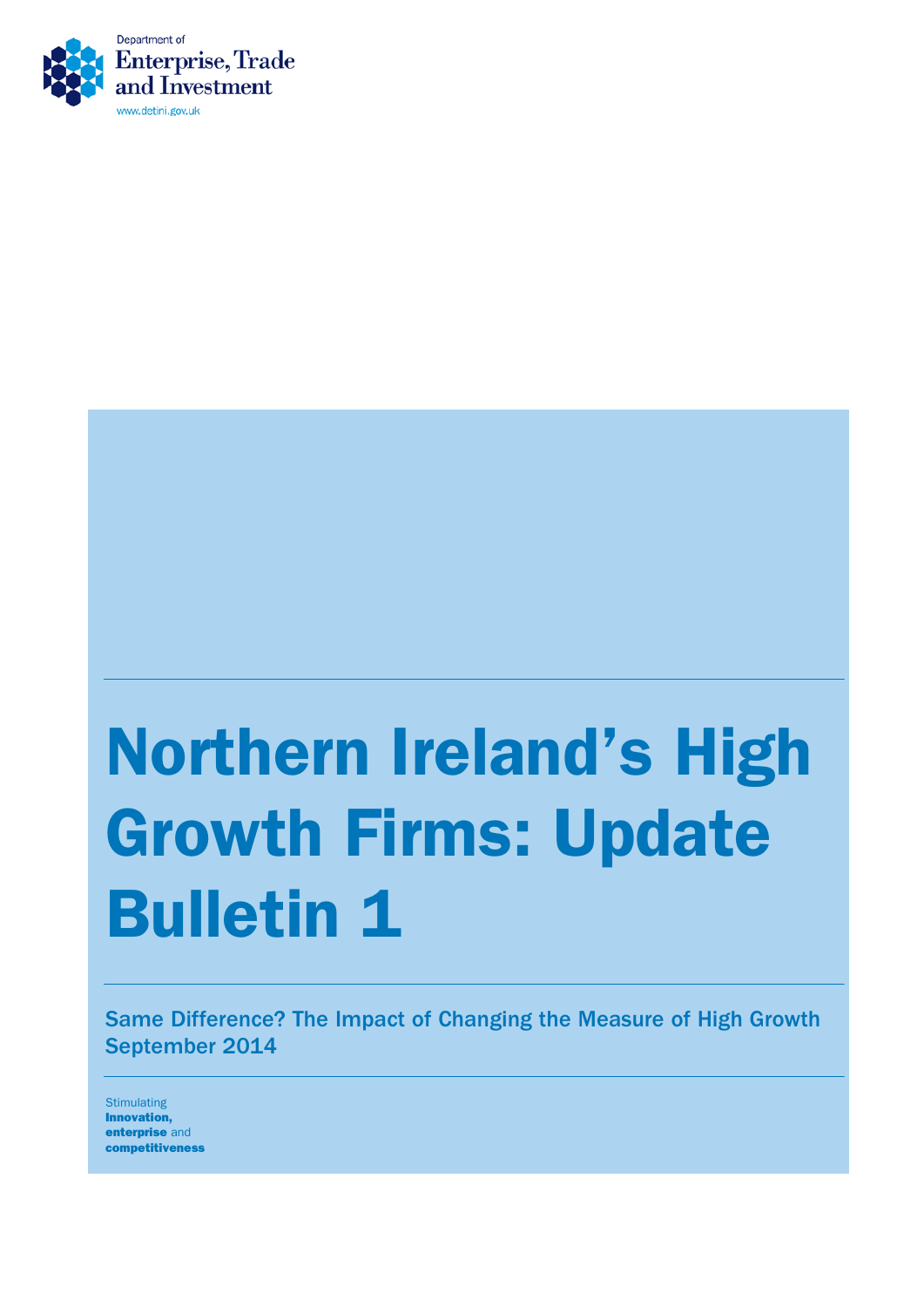Department of
Enterprise, Trade and Investment
www.detini.gov.uk

# Northern Ireland's High Growth Firms: Update Bulletin 1

Same Difference? The Impact of Changing the Measure of High Growth
September 2014

Stimulating
**Innovation, enterprise** and **competitiveness**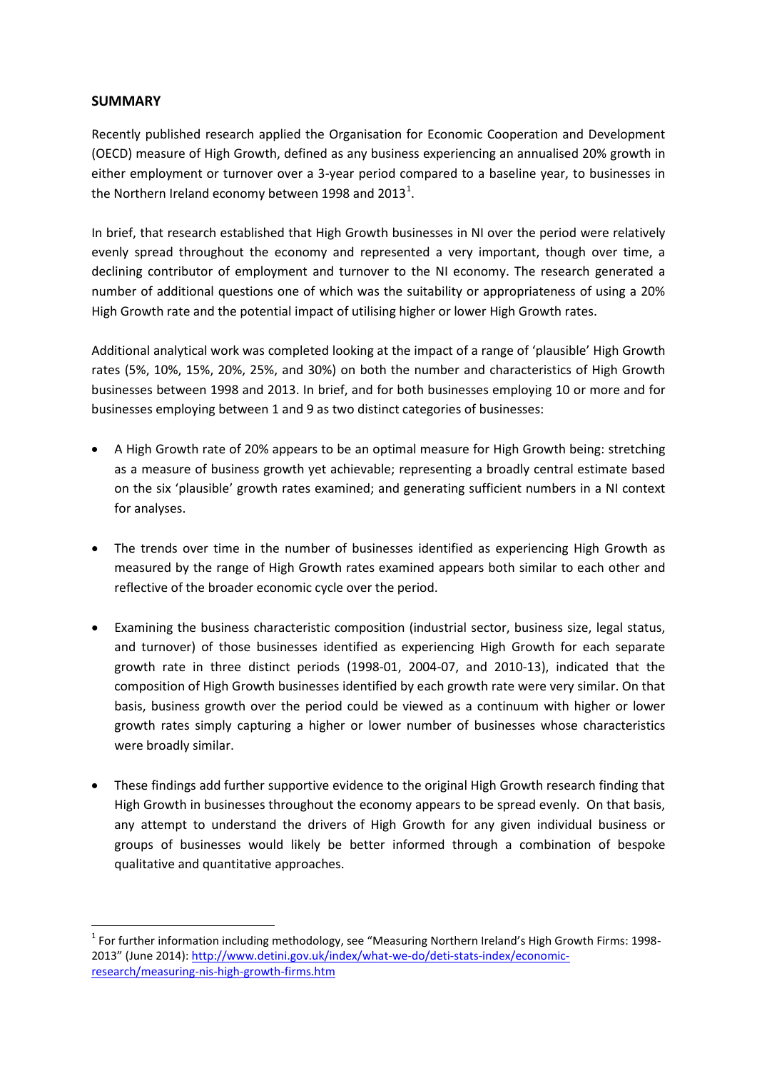## SUMMARY

Recently published research applied the Organisation for Economic Cooperation and Development (OECD) measure of High Growth, defined as any business experiencing an annualised 20% growth in either employment or turnover over a 3-year period compared to a baseline year, to businesses in the Northern Ireland economy between 1998 and 2013[1].

In brief, that research established that High Growth businesses in NI over the period were relatively evenly spread throughout the economy and represented a very important, though over time, a declining contributor of employment and turnover to the NI economy. The research generated a number of additional questions one of which was the suitability or appropriateness of using a 20% High Growth rate and the potential impact of utilising higher or lower High Growth rates.

Additional analytical work was completed looking at the impact of a range of 'plausible' High Growth rates (5%, 10%, 15%, 20%, 25%, and 30%) on both the number and characteristics of High Growth businesses between 1998 and 2013. In brief, and for both businesses employing 10 or more and for businesses employing between 1 and 9 as two distinct categories of businesses:

- A High Growth rate of 20% appears to be an optimal measure for High Growth being: stretching as a measure of business growth yet achievable; representing a broadly central estimate based on the six 'plausible' growth rates examined; and generating sufficient numbers in a NI context for analyses.
- The trends over time in the number of businesses identified as experiencing High Growth as measured by the range of High Growth rates examined appears both similar to each other and reflective of the broader economic cycle over the period.
- Examining the business characteristic composition (industrial sector, business size, legal status, and turnover) of those businesses identified as experiencing High Growth for each separate growth rate in three distinct periods (1998-01, 2004-07, and 2010-13), indicated that the composition of High Growth businesses identified by each growth rate were very similar. On that basis, business growth over the period could be viewed as a continuum with higher or lower growth rates simply capturing a higher or lower number of businesses whose characteristics were broadly similar.
- These findings add further supportive evidence to the original High Growth research finding that High Growth in businesses throughout the economy appears to be spread evenly. On that basis, any attempt to understand the drivers of High Growth for any given individual business or groups of businesses would likely be better informed through a combination of bespoke qualitative and quantitative approaches.

[1] For further information including methodology, see "Measuring Northern Ireland's High Growth Firms: 1998-2013" (June 2014): http://www.detini.gov.uk/index/what-we-do/deti-stats-index/economic-research/measuring-nis-high-growth-firms.htm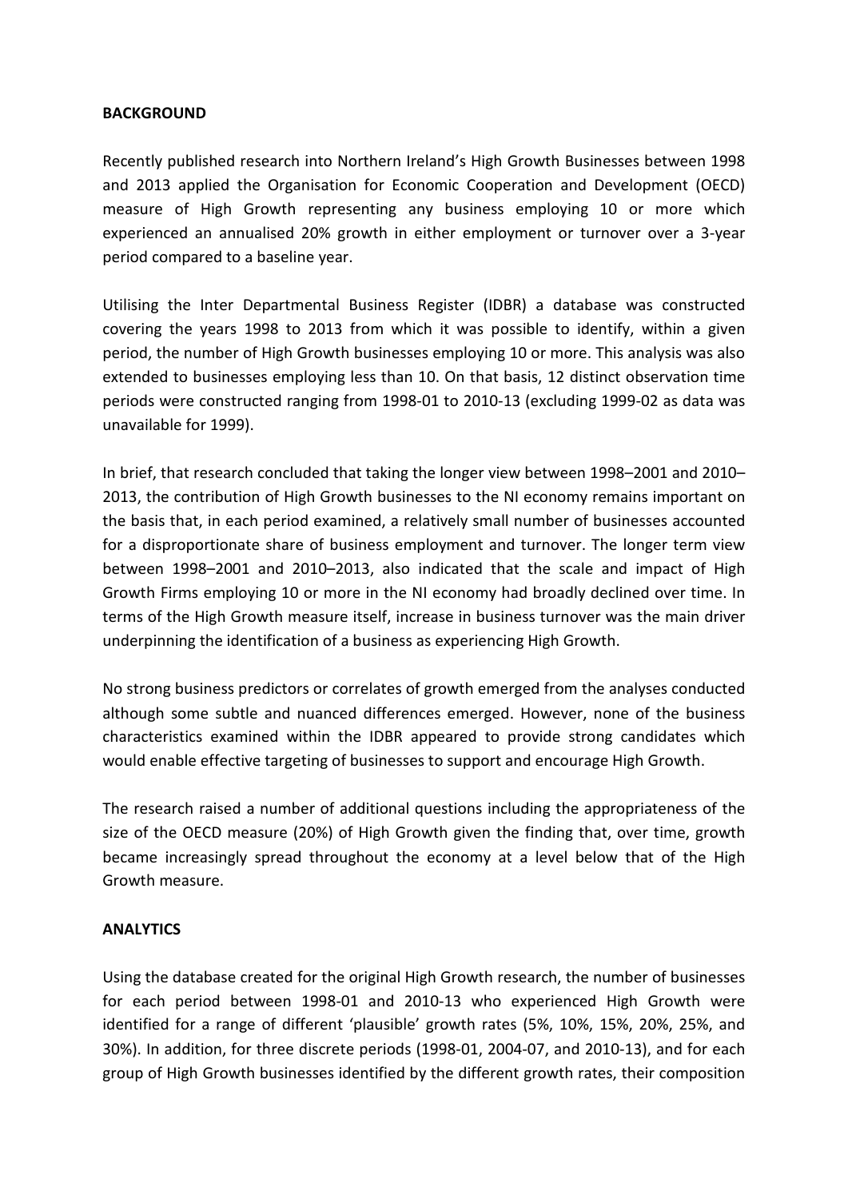**BACKGROUND**

Recently published research into Northern Ireland's High Growth Businesses between 1998 and 2013 applied the Organisation for Economic Cooperation and Development (OECD) measure of High Growth representing any business employing 10 or more which experienced an annualised 20% growth in either employment or turnover over a 3-year period compared to a baseline year.

Utilising the Inter Departmental Business Register (IDBR) a database was constructed covering the years 1998 to 2013 from which it was possible to identify, within a given period, the number of High Growth businesses employing 10 or more. This analysis was also extended to businesses employing less than 10. On that basis, 12 distinct observation time periods were constructed ranging from 1998-01 to 2010-13 (excluding 1999-02 as data was unavailable for 1999).

In brief, that research concluded that taking the longer view between 1998–2001 and 2010–2013, the contribution of High Growth businesses to the NI economy remains important on the basis that, in each period examined, a relatively small number of businesses accounted for a disproportionate share of business employment and turnover. The longer term view between 1998–2001 and 2010–2013, also indicated that the scale and impact of High Growth Firms employing 10 or more in the NI economy had broadly declined over time. In terms of the High Growth measure itself, increase in business turnover was the main driver underpinning the identification of a business as experiencing High Growth.

No strong business predictors or correlates of growth emerged from the analyses conducted although some subtle and nuanced differences emerged. However, none of the business characteristics examined within the IDBR appeared to provide strong candidates which would enable effective targeting of businesses to support and encourage High Growth.

The research raised a number of additional questions including the appropriateness of the size of the OECD measure (20%) of High Growth given the finding that, over time, growth became increasingly spread throughout the economy at a level below that of the High Growth measure.

**ANALYTICS**

Using the database created for the original High Growth research, the number of businesses for each period between 1998-01 and 2010-13 who experienced High Growth were identified for a range of different 'plausible' growth rates (5%, 10%, 15%, 20%, 25%, and 30%). In addition, for three discrete periods (1998-01, 2004-07, and 2010-13), and for each group of High Growth businesses identified by the different growth rates, their composition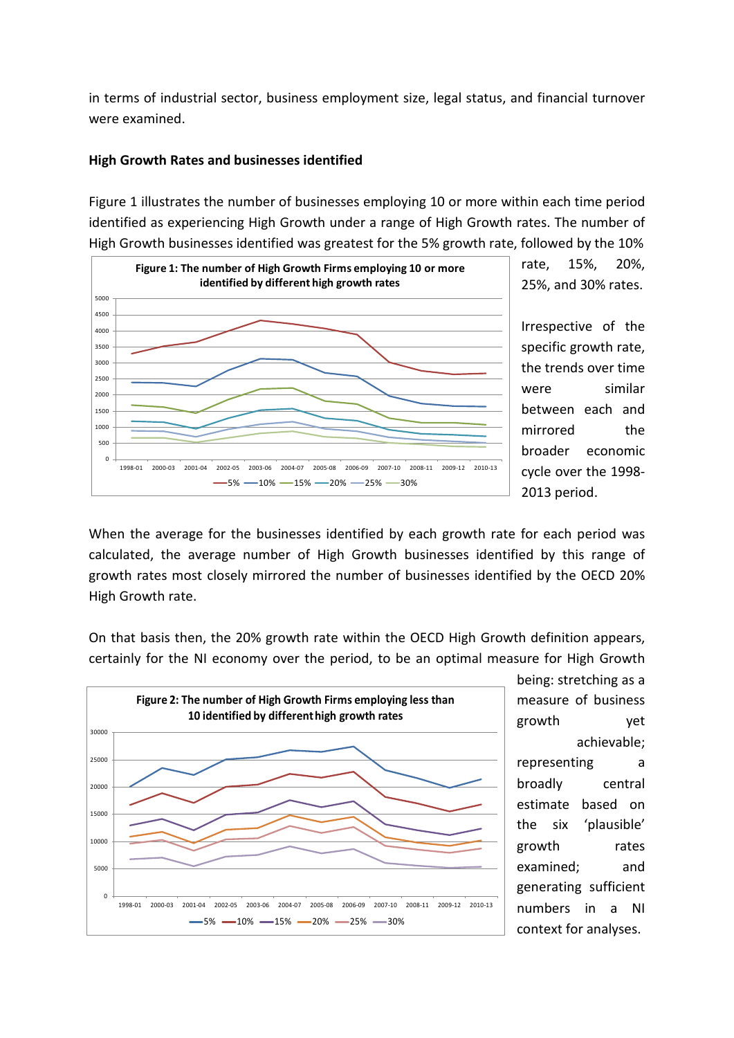in terms of industrial sector, business employment size, legal status, and financial turnover were examined.

**High Growth Rates and businesses identified**

Figure 1 illustrates the number of businesses employing 10 or more within each time period identified as experiencing High Growth under a range of High Growth rates. The number of High Growth businesses identified was greatest for the 5% growth rate, followed by the 10% rate, 15%, 20%, 25%, and 30% rates.

**Figure 1: The number of High Growth Firms employing 10 or more identified by different high growth rates**

Irrespective of the specific growth rate, the trends over time were similar between each and mirrored the broader economic cycle over the 1998-2013 period.

When the average for the businesses identified by each growth rate for each period was calculated, the average number of High Growth businesses identified by this range of growth rates most closely mirrored the number of businesses identified by the OECD 20% High Growth rate.

On that basis then, the 20% growth rate within the OECD High Growth definition appears, certainly for the NI economy over the period, to be an optimal measure for High Growth being: stretching as a measure of business growth yet achievable; representing a broadly central estimate based on the six 'plausible' growth rates examined; and generating sufficient numbers in a NI context for analyses.

**Figure 2: The number of High Growth Firms employing less than 10 identified by different high growth rates**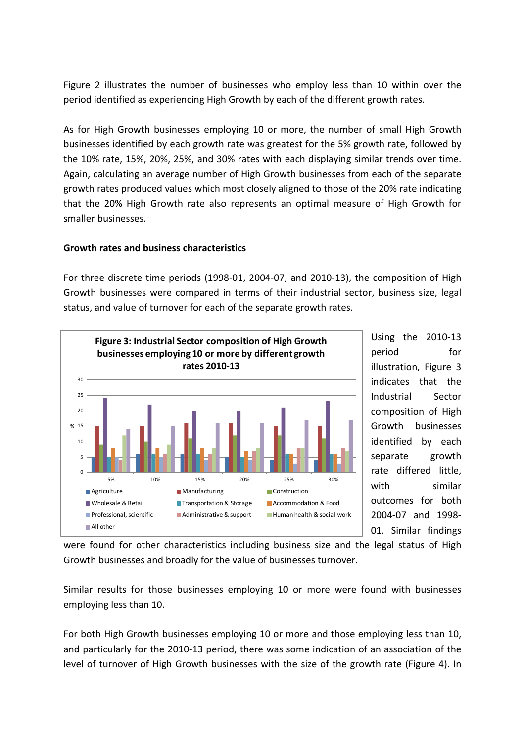Figure 2 illustrates the number of businesses who employ less than 10 within over the period identified as experiencing High Growth by each of the different growth rates.

As for High Growth businesses employing 10 or more, the number of small High Growth businesses identified by each growth rate was greatest for the 5% growth rate, followed by the 10% rate, 15%, 20%, 25%, and 30% rates with each displaying similar trends over time. Again, calculating an average number of High Growth businesses from each of the separate growth rates produced values which most closely aligned to those of the 20% rate indicating that the 20% High Growth rate also represents an optimal measure of High Growth for smaller businesses.

**Growth rates and business characteristics**

For three discrete time periods (1998-01, 2004-07, and 2010-13), the composition of High Growth businesses were compared in terms of their industrial sector, business size, legal status, and value of turnover for each of the separate growth rates.

**Figure 3: Industrial Sector composition of High Growth businesses employing 10 or more by different growth rates 2010-13**

Using the 2010-13 period for illustration, Figure 3 indicates that the Industrial Sector composition of High Growth businesses identified by each separate growth rate differed little, with similar outcomes for both 2004-07 and 1998-01. Similar findings were found for other characteristics including business size and the legal status of High Growth businesses and broadly for the value of businesses turnover.

Similar results for those businesses employing 10 or more were found with businesses employing less than 10.

For both High Growth businesses employing 10 or more and those employing less than 10, and particularly for the 2010-13 period, there was some indication of an association of the level of turnover of High Growth businesses with the size of the growth rate (Figure 4). In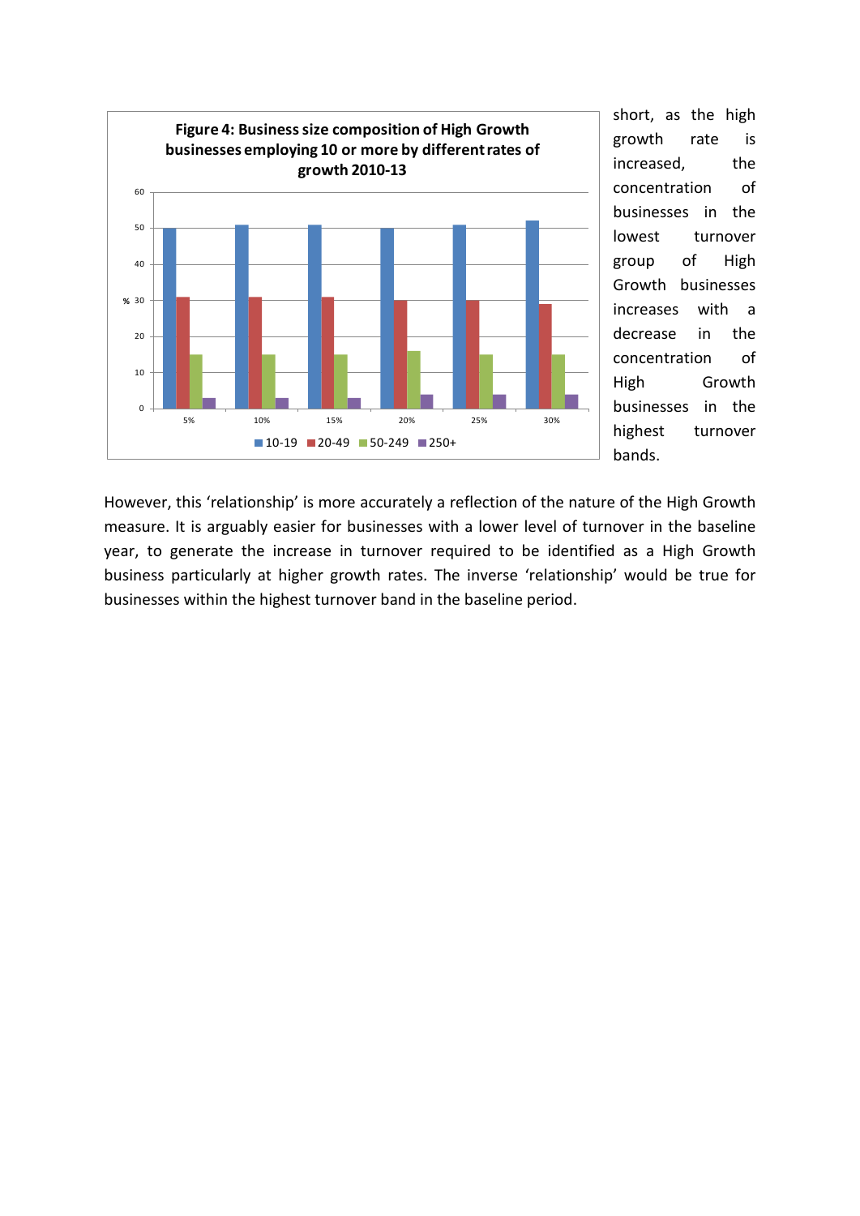**Figure 4: Business size composition of High Growth businesses employing 10 or more by different rates of growth 2010-13**

| % | 10-19 | 20-49 | 50-249 | 250+ |
|---|---|---|---|---|
| 5% | 50 | 31 | 15 | 3 |
| 10% | 51 | 31 | 15 | 3 |
| 15% | 51 | 31 | 15 | 3 |
| 20% | 50 | 30 | 16 | 4 |
| 25% | 51 | 30 | 15 | 4 |
| 30% | 52 | 29 | 15 | 4 |

short, as the high growth rate is increased, the concentration of businesses in the lowest turnover group of High Growth businesses increases with a decrease in the concentration of High Growth businesses in the highest turnover bands.

However, this 'relationship' is more accurately a reflection of the nature of the High Growth measure. It is arguably easier for businesses with a lower level of turnover in the baseline year, to generate the increase in turnover required to be identified as a High Growth business particularly at higher growth rates. The inverse 'relationship' would be true for businesses within the highest turnover band in the baseline period.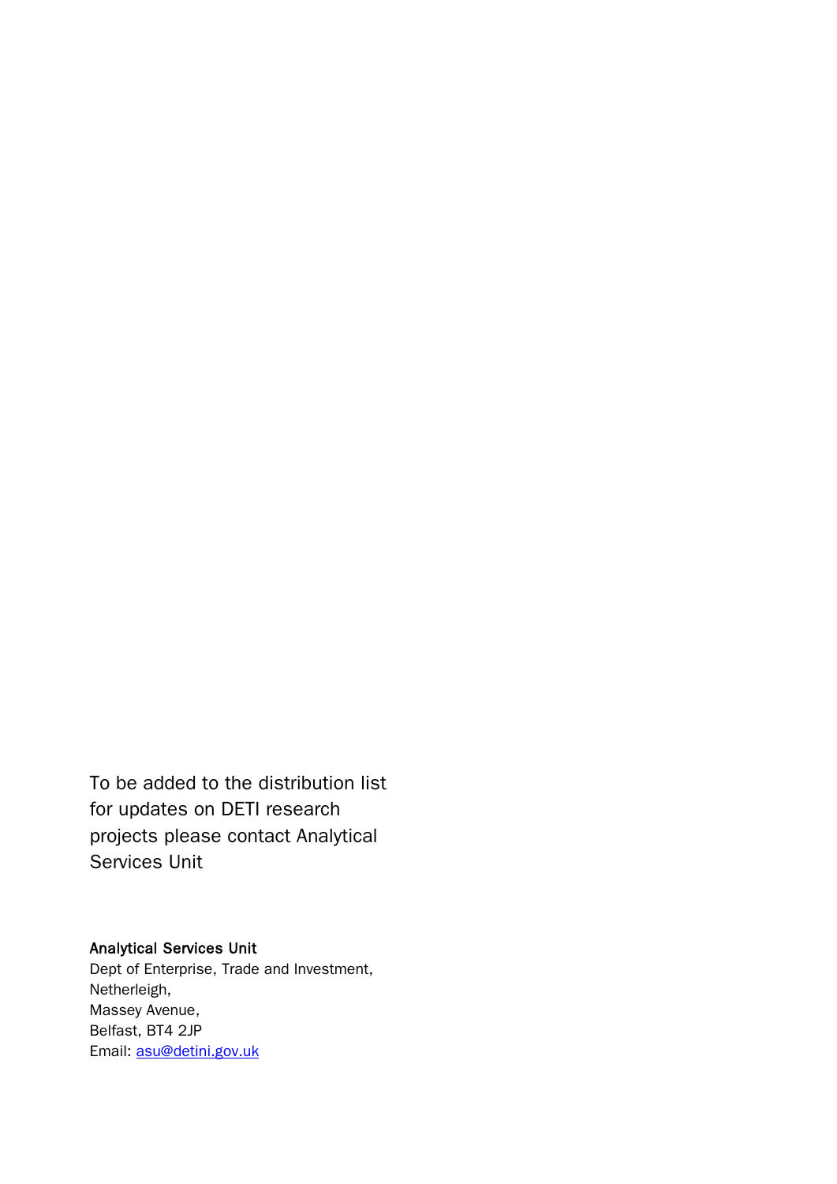To be added to the distribution list for updates on DETI research projects please contact Analytical Services Unit

**Analytical Services Unit**
Dept of Enterprise, Trade and Investment,
Netherleigh,
Massey Avenue,
Belfast, BT4 2JP
Email: asu@detini.gov.uk